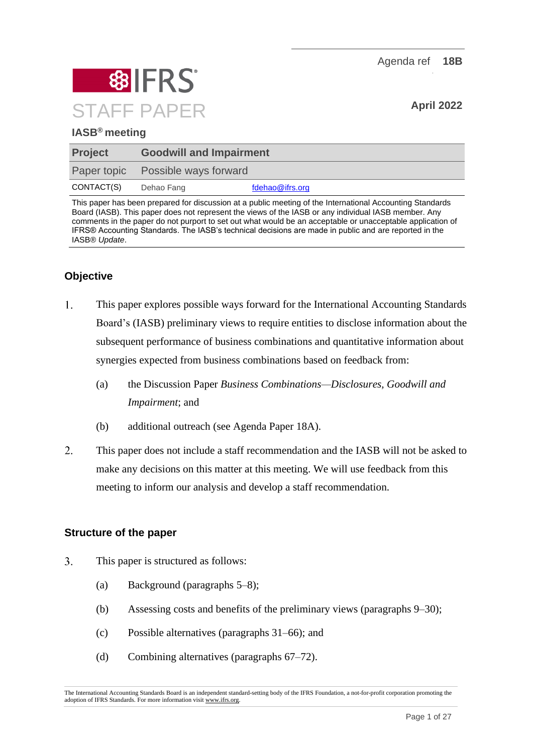Agenda ref **18B**

**IFRS**

# STAFF PAPER

**April 2022**

**IASB® meeting**

| | |
|---|---|
| **Project** | **Goodwill and Impairment** |
| Paper topic | Possible ways forward |
| CONTACT(S) | Dehao Fang fdehao@ifrs.org |

This paper has been prepared for discussion at a public meeting of the International Accounting Standards Board (IASB). This paper does not represent the views of the IASB or any individual IASB member. Any comments in the paper do not purport to set out what would be an acceptable or unacceptable application of IFRS® Accounting Standards. The IASB's technical decisions are made in public and are reported in the IASB® *Update*.

## Objective

1. This paper explores possible ways forward for the International Accounting Standards Board's (IASB) preliminary views to require entities to disclose information about the subsequent performance of business combinations and quantitative information about synergies expected from business combinations based on feedback from:
   (a) the Discussion Paper *Business Combinations—Disclosures, Goodwill and Impairment*; and
   (b) additional outreach (see Agenda Paper 18A).

2. This paper does not include a staff recommendation and the IASB will not be asked to make any decisions on this matter at this meeting. We will use feedback from this meeting to inform our analysis and develop a staff recommendation.

## Structure of the paper

3. This paper is structured as follows:
   (a) Background (paragraphs 5–8);
   (b) Assessing costs and benefits of the preliminary views (paragraphs 9–30);
   (c) Possible alternatives (paragraphs 31–66); and
   (d) Combining alternatives (paragraphs 67–72).

The International Accounting Standards Board is an independent standard-setting body of the IFRS Foundation, a not-for-profit corporation promoting the adoption of IFRS Standards. For more information visit www.ifrs.org.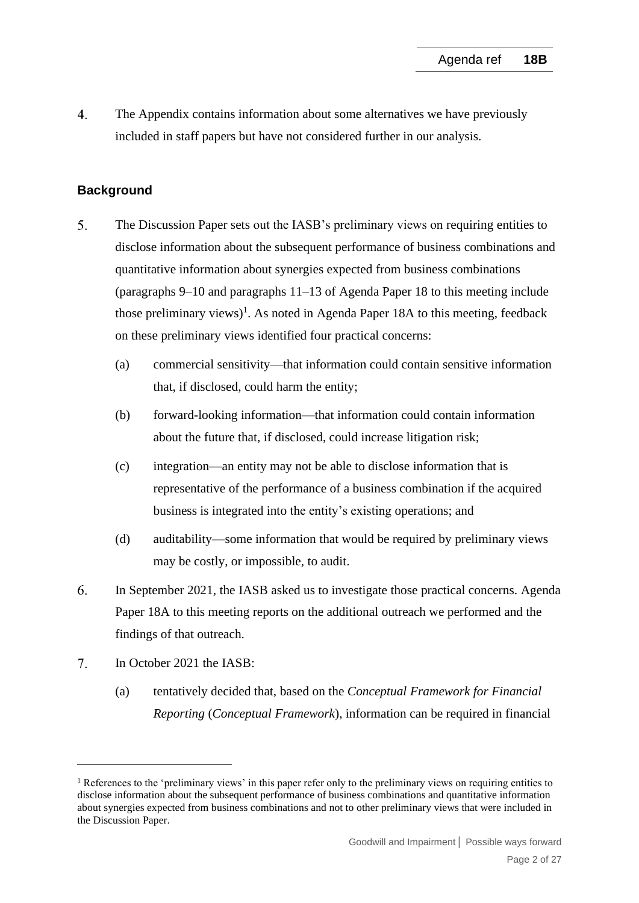4. The Appendix contains information about some alternatives we have previously included in staff papers but have not considered further in our analysis.

## Background

5. The Discussion Paper sets out the IASB's preliminary views on requiring entities to disclose information about the subsequent performance of business combinations and quantitative information about synergies expected from business combinations (paragraphs 9–10 and paragraphs 11–13 of Agenda Paper 18 to this meeting include those preliminary views)[1]. As noted in Agenda Paper 18A to this meeting, feedback on these preliminary views identified four practical concerns:

   (a) commercial sensitivity—that information could contain sensitive information that, if disclosed, could harm the entity;

   (b) forward-looking information—that information could contain information about the future that, if disclosed, could increase litigation risk;

   (c) integration—an entity may not be able to disclose information that is representative of the performance of a business combination if the acquired business is integrated into the entity's existing operations; and

   (d) auditability—some information that would be required by preliminary views may be costly, or impossible, to audit.

6. In September 2021, the IASB asked us to investigate those practical concerns. Agenda Paper 18A to this meeting reports on the additional outreach we performed and the findings of that outreach.

7. In October 2021 the IASB:

   (a) tentatively decided that, based on the *Conceptual Framework for Financial Reporting* (*Conceptual Framework*), information can be required in financial

[1] References to the 'preliminary views' in this paper refer only to the preliminary views on requiring entities to disclose information about the subsequent performance of business combinations and quantitative information about synergies expected from business combinations and not to other preliminary views that were included in the Discussion Paper.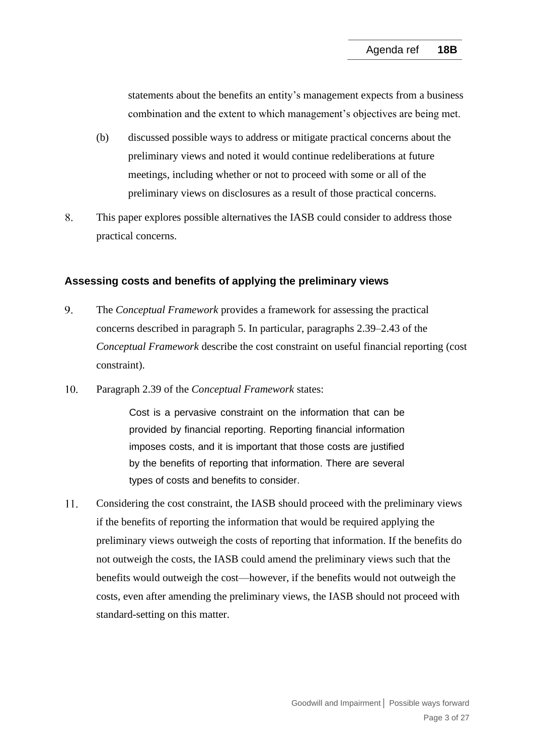statements about the benefits an entity's management expects from a business combination and the extent to which management's objectives are being met.

(b) discussed possible ways to address or mitigate practical concerns about the preliminary views and noted it would continue redeliberations at future meetings, including whether or not to proceed with some or all of the preliminary views on disclosures as a result of those practical concerns.

8. This paper explores possible alternatives the IASB could consider to address those practical concerns.

## Assessing costs and benefits of applying the preliminary views

9. The *Conceptual Framework* provides a framework for assessing the practical concerns described in paragraph 5. In particular, paragraphs 2.39–2.43 of the *Conceptual Framework* describe the cost constraint on useful financial reporting (cost constraint).

10. Paragraph 2.39 of the *Conceptual Framework* states:

> Cost is a pervasive constraint on the information that can be provided by financial reporting. Reporting financial information imposes costs, and it is important that those costs are justified by the benefits of reporting that information. There are several types of costs and benefits to consider.

11. Considering the cost constraint, the IASB should proceed with the preliminary views if the benefits of reporting the information that would be required applying the preliminary views outweigh the costs of reporting that information. If the benefits do not outweigh the costs, the IASB could amend the preliminary views such that the benefits would outweigh the cost—however, if the benefits would not outweigh the costs, even after amending the preliminary views, the IASB should not proceed with standard-setting on this matter.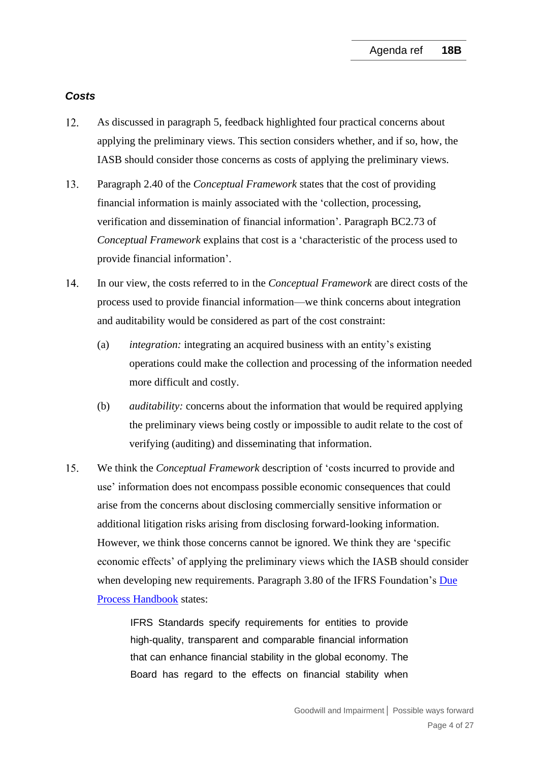### *Costs*

12. As discussed in paragraph 5, feedback highlighted four practical concerns about applying the preliminary views. This section considers whether, and if so, how, the IASB should consider those concerns as costs of applying the preliminary views.

13. Paragraph 2.40 of the *Conceptual Framework* states that the cost of providing financial information is mainly associated with the 'collection, processing, verification and dissemination of financial information'. Paragraph BC2.73 of *Conceptual Framework* explains that cost is a 'characteristic of the process used to provide financial information'.

14. In our view, the costs referred to in the *Conceptual Framework* are direct costs of the process used to provide financial information—we think concerns about integration and auditability would be considered as part of the cost constraint:

    (a) *integration:* integrating an acquired business with an entity's existing operations could make the collection and processing of the information needed more difficult and costly.

    (b) *auditability:* concerns about the information that would be required applying the preliminary views being costly or impossible to audit relate to the cost of verifying (auditing) and disseminating that information.

15. We think the *Conceptual Framework* description of 'costs incurred to provide and use' information does not encompass possible economic consequences that could arise from the concerns about disclosing commercially sensitive information or additional litigation risks arising from disclosing forward-looking information. However, we think those concerns cannot be ignored. We think they are 'specific economic effects' of applying the preliminary views which the IASB should consider when developing new requirements. Paragraph 3.80 of the IFRS Foundation's Due Process Handbook states:

    > IFRS Standards specify requirements for entities to provide high-quality, transparent and comparable financial information that can enhance financial stability in the global economy. The Board has regard to the effects on financial stability when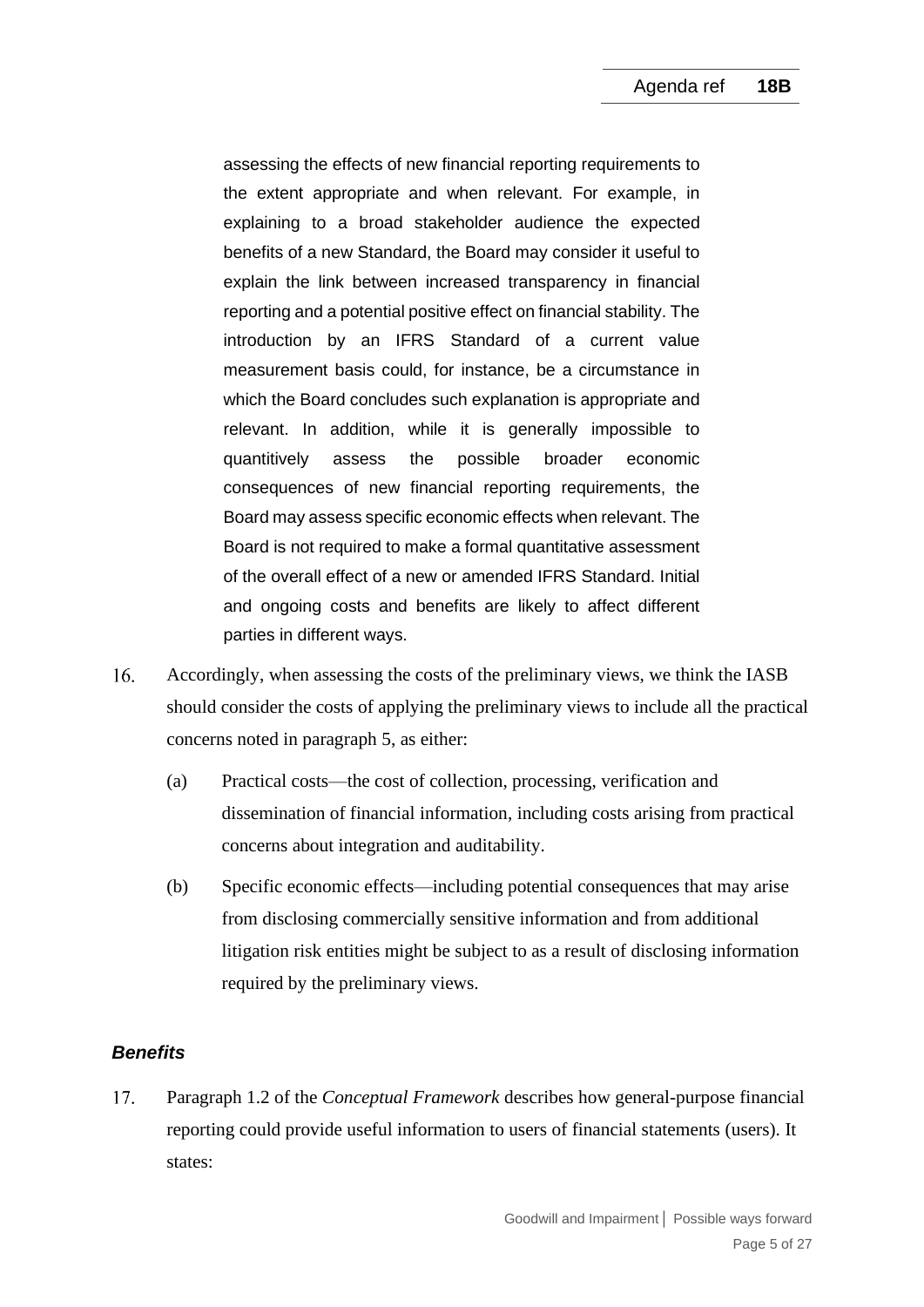> assessing the effects of new financial reporting requirements to the extent appropriate and when relevant. For example, in explaining to a broad stakeholder audience the expected benefits of a new Standard, the Board may consider it useful to explain the link between increased transparency in financial reporting and a potential positive effect on financial stability. The introduction by an IFRS Standard of a current value measurement basis could, for instance, be a circumstance in which the Board concludes such explanation is appropriate and relevant. In addition, while it is generally impossible to quantitively assess the possible broader economic consequences of new financial reporting requirements, the Board may assess specific economic effects when relevant. The Board is not required to make a formal quantitative assessment of the overall effect of a new or amended IFRS Standard. Initial and ongoing costs and benefits are likely to affect different parties in different ways.

16. Accordingly, when assessing the costs of the preliminary views, we think the IASB should consider the costs of applying the preliminary views to include all the practical concerns noted in paragraph 5, as either:

    (a) Practical costs—the cost of collection, processing, verification and dissemination of financial information, including costs arising from practical concerns about integration and auditability.

    (b) Specific economic effects—including potential consequences that may arise from disclosing commercially sensitive information and from additional litigation risk entities might be subject to as a result of disclosing information required by the preliminary views.

### *Benefits*

17. Paragraph 1.2 of the *Conceptual Framework* describes how general-purpose financial reporting could provide useful information to users of financial statements (users). It states: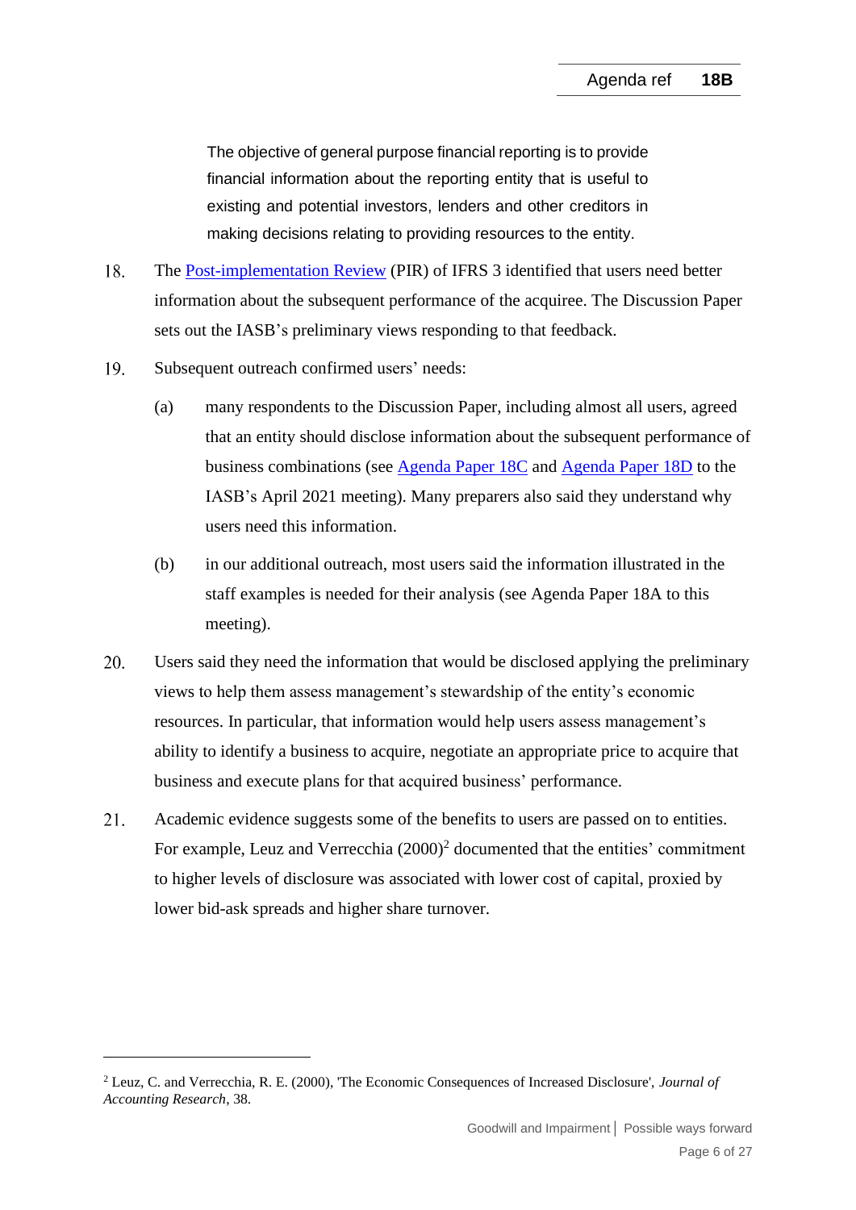> The objective of general purpose financial reporting is to provide financial information about the reporting entity that is useful to existing and potential investors, lenders and other creditors in making decisions relating to providing resources to the entity.

18. The Post-implementation Review (PIR) of IFRS 3 identified that users need better information about the subsequent performance of the acquiree. The Discussion Paper sets out the IASB's preliminary views responding to that feedback.

19. Subsequent outreach confirmed users' needs:

    (a) many respondents to the Discussion Paper, including almost all users, agreed that an entity should disclose information about the subsequent performance of business combinations (see Agenda Paper 18C and Agenda Paper 18D to the IASB's April 2021 meeting). Many preparers also said they understand why users need this information.

    (b) in our additional outreach, most users said the information illustrated in the staff examples is needed for their analysis (see Agenda Paper 18A to this meeting).

20. Users said they need the information that would be disclosed applying the preliminary views to help them assess management's stewardship of the entity's economic resources. In particular, that information would help users assess management's ability to identify a business to acquire, negotiate an appropriate price to acquire that business and execute plans for that acquired business' performance.

21. Academic evidence suggests some of the benefits to users are passed on to entities. For example, Leuz and Verrecchia (2000)[2] documented that the entities' commitment to higher levels of disclosure was associated with lower cost of capital, proxied by lower bid-ask spreads and higher share turnover.

---

[2] Leuz, C. and Verrecchia, R. E. (2000), 'The Economic Consequences of Increased Disclosure', *Journal of Accounting Research*, 38.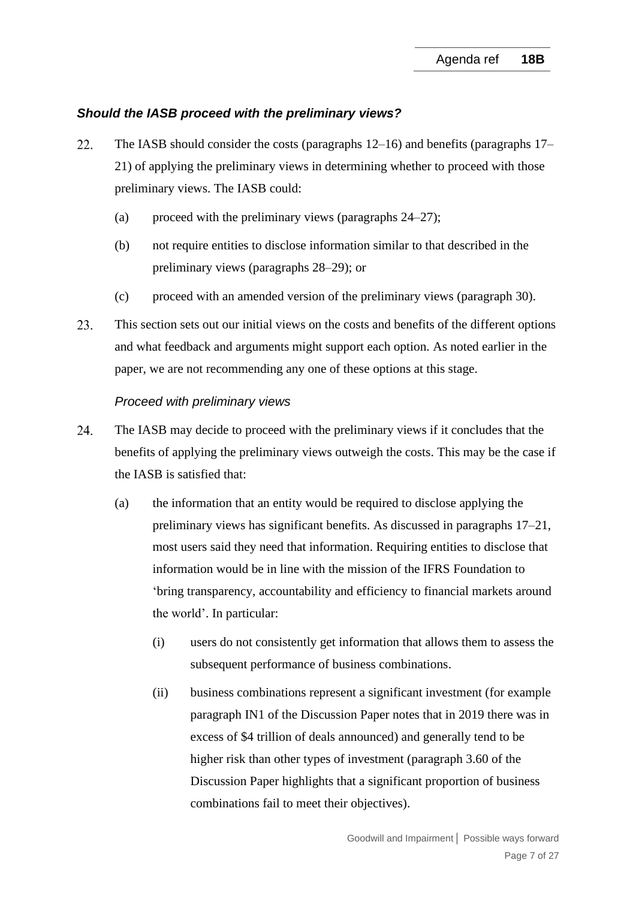### *Should the IASB proceed with the preliminary views?*

22. The IASB should consider the costs (paragraphs 12–16) and benefits (paragraphs 17–21) of applying the preliminary views in determining whether to proceed with those preliminary views. The IASB could:

    (a) proceed with the preliminary views (paragraphs 24–27);

    (b) not require entities to disclose information similar to that described in the preliminary views (paragraphs 28–29); or

    (c) proceed with an amended version of the preliminary views (paragraph 30).

23. This section sets out our initial views on the costs and benefits of the different options and what feedback and arguments might support each option. As noted earlier in the paper, we are not recommending any one of these options at this stage.

#### *Proceed with preliminary views*

24. The IASB may decide to proceed with the preliminary views if it concludes that the benefits of applying the preliminary views outweigh the costs. This may be the case if the IASB is satisfied that:

    (a) the information that an entity would be required to disclose applying the preliminary views has significant benefits. As discussed in paragraphs 17–21, most users said they need that information. Requiring entities to disclose that information would be in line with the mission of the IFRS Foundation to 'bring transparency, accountability and efficiency to financial markets around the world'. In particular:

        (i) users do not consistently get information that allows them to assess the subsequent performance of business combinations.

        (ii) business combinations represent a significant investment (for example paragraph IN1 of the Discussion Paper notes that in 2019 there was in excess of \$4 trillion of deals announced) and generally tend to be higher risk than other types of investment (paragraph 3.60 of the Discussion Paper highlights that a significant proportion of business combinations fail to meet their objectives).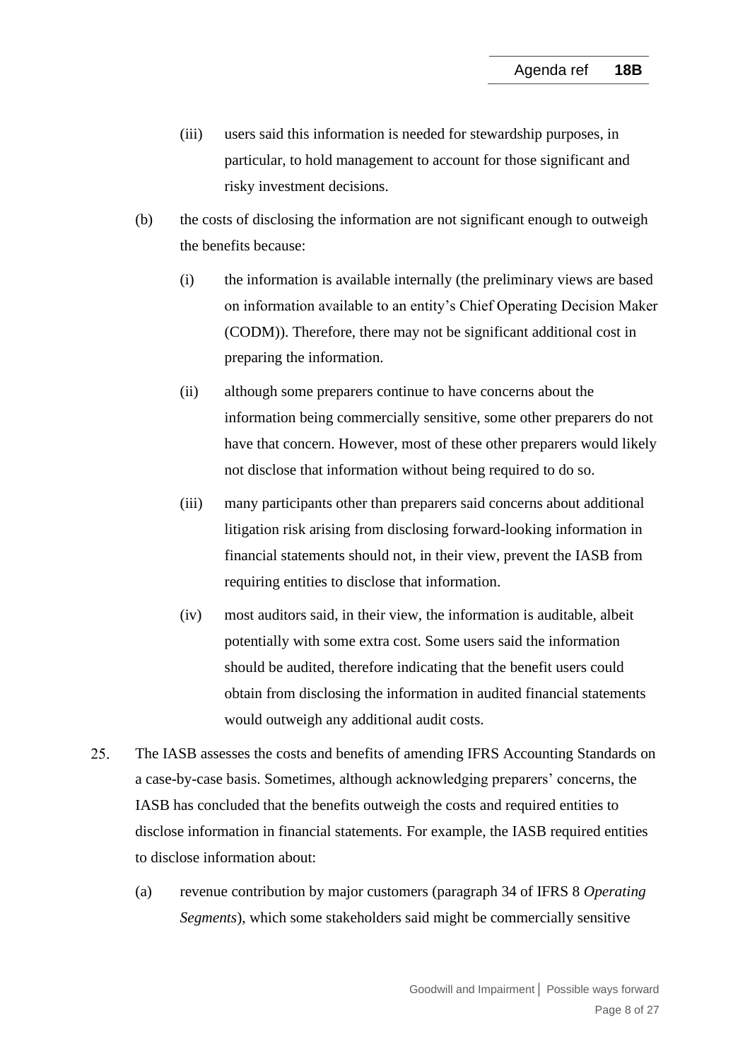(iii) users said this information is needed for stewardship purposes, in particular, to hold management to account for those significant and risky investment decisions.

(b) the costs of disclosing the information are not significant enough to outweigh the benefits because:

(i) the information is available internally (the preliminary views are based on information available to an entity's Chief Operating Decision Maker (CODM)). Therefore, there may not be significant additional cost in preparing the information.

(ii) although some preparers continue to have concerns about the information being commercially sensitive, some other preparers do not have that concern. However, most of these other preparers would likely not disclose that information without being required to do so.

(iii) many participants other than preparers said concerns about additional litigation risk arising from disclosing forward-looking information in financial statements should not, in their view, prevent the IASB from requiring entities to disclose that information.

(iv) most auditors said, in their view, the information is auditable, albeit potentially with some extra cost. Some users said the information should be audited, therefore indicating that the benefit users could obtain from disclosing the information in audited financial statements would outweigh any additional audit costs.

25. The IASB assesses the costs and benefits of amending IFRS Accounting Standards on a case-by-case basis. Sometimes, although acknowledging preparers' concerns, the IASB has concluded that the benefits outweigh the costs and required entities to disclose information in financial statements. For example, the IASB required entities to disclose information about:

(a) revenue contribution by major customers (paragraph 34 of IFRS 8 *Operating Segments*), which some stakeholders said might be commercially sensitive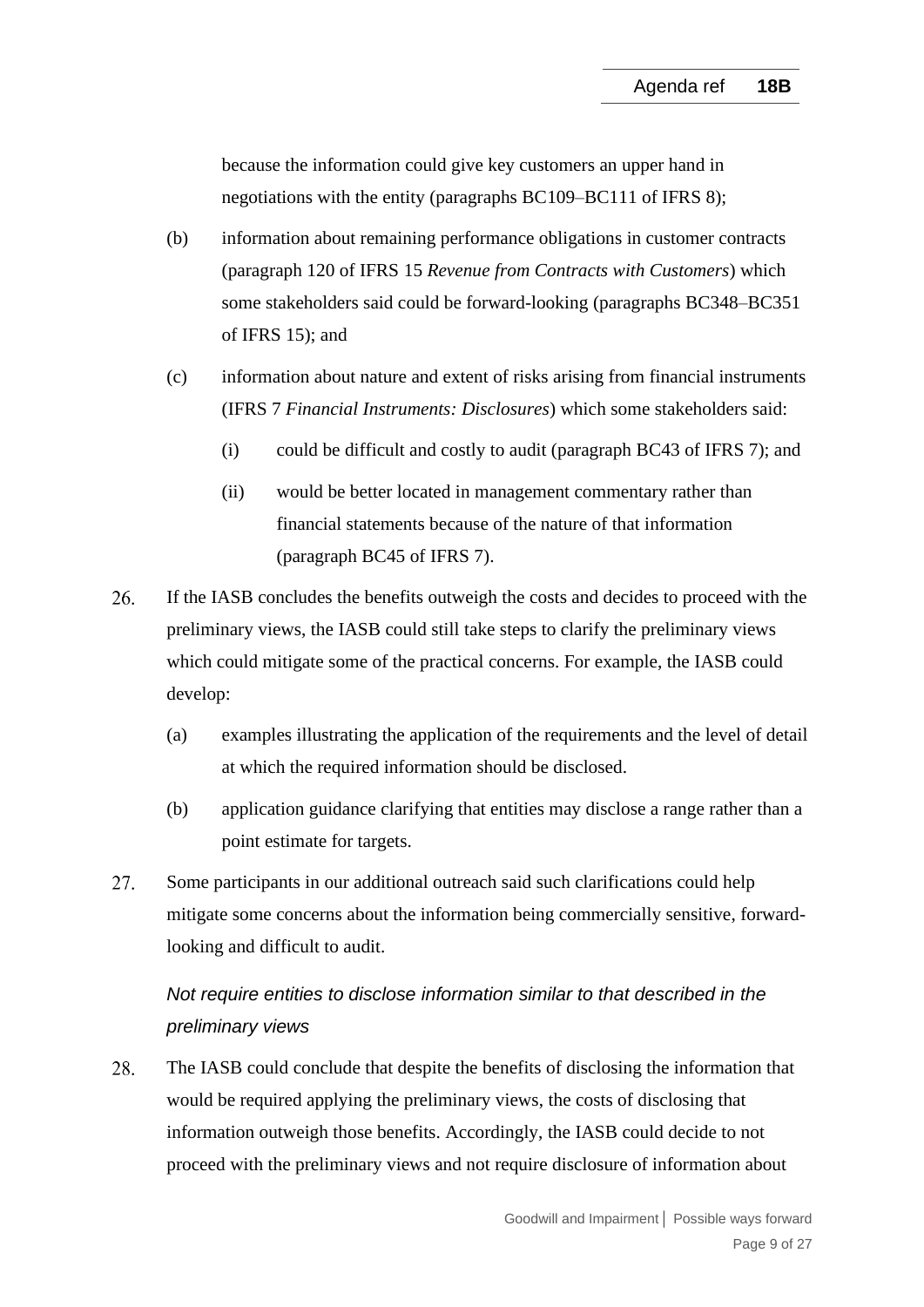because the information could give key customers an upper hand in negotiations with the entity (paragraphs BC109–BC111 of IFRS 8);

(b) information about remaining performance obligations in customer contracts (paragraph 120 of IFRS 15 *Revenue from Contracts with Customers*) which some stakeholders said could be forward-looking (paragraphs BC348–BC351 of IFRS 15); and

(c) information about nature and extent of risks arising from financial instruments (IFRS 7 *Financial Instruments: Disclosures*) which some stakeholders said:

    (i) could be difficult and costly to audit (paragraph BC43 of IFRS 7); and

    (ii) would be better located in management commentary rather than financial statements because of the nature of that information (paragraph BC45 of IFRS 7).

26. If the IASB concludes the benefits outweigh the costs and decides to proceed with the preliminary views, the IASB could still take steps to clarify the preliminary views which could mitigate some of the practical concerns. For example, the IASB could develop:

    (a) examples illustrating the application of the requirements and the level of detail at which the required information should be disclosed.

    (b) application guidance clarifying that entities may disclose a range rather than a point estimate for targets.

27. Some participants in our additional outreach said such clarifications could help mitigate some concerns about the information being commercially sensitive, forward-looking and difficult to audit.

*Not require entities to disclose information similar to that described in the preliminary views*

28. The IASB could conclude that despite the benefits of disclosing the information that would be required applying the preliminary views, the costs of disclosing that information outweigh those benefits. Accordingly, the IASB could decide to not proceed with the preliminary views and not require disclosure of information about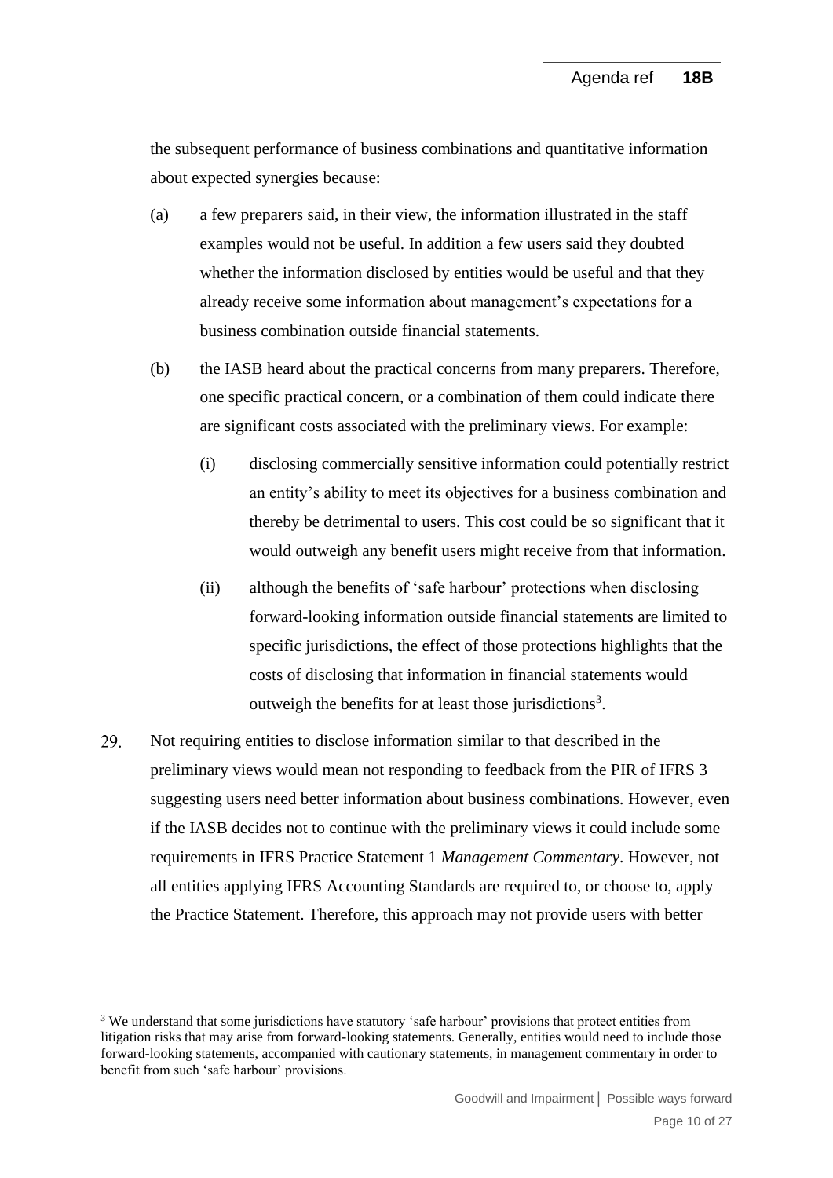the subsequent performance of business combinations and quantitative information about expected synergies because:

(a) a few preparers said, in their view, the information illustrated in the staff examples would not be useful. In addition a few users said they doubted whether the information disclosed by entities would be useful and that they already receive some information about management's expectations for a business combination outside financial statements.

(b) the IASB heard about the practical concerns from many preparers. Therefore, one specific practical concern, or a combination of them could indicate there are significant costs associated with the preliminary views. For example:

  (i) disclosing commercially sensitive information could potentially restrict an entity's ability to meet its objectives for a business combination and thereby be detrimental to users. This cost could be so significant that it would outweigh any benefit users might receive from that information.

  (ii) although the benefits of 'safe harbour' protections when disclosing forward-looking information outside financial statements are limited to specific jurisdictions, the effect of those protections highlights that the costs of disclosing that information in financial statements would outweigh the benefits for at least those jurisdictions[3].

29. Not requiring entities to disclose information similar to that described in the preliminary views would mean not responding to feedback from the PIR of IFRS 3 suggesting users need better information about business combinations. However, even if the IASB decides not to continue with the preliminary views it could include some requirements in IFRS Practice Statement 1 *Management Commentary*. However, not all entities applying IFRS Accounting Standards are required to, or choose to, apply the Practice Statement. Therefore, this approach may not provide users with better

[3] We understand that some jurisdictions have statutory 'safe harbour' provisions that protect entities from litigation risks that may arise from forward-looking statements. Generally, entities would need to include those forward-looking statements, accompanied with cautionary statements, in management commentary in order to benefit from such 'safe harbour' provisions.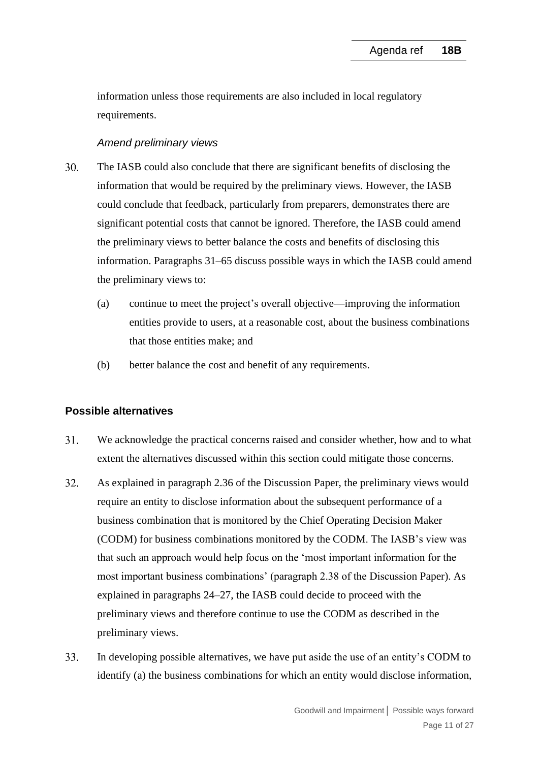information unless those requirements are also included in local regulatory requirements.

*Amend preliminary views*

30. The IASB could also conclude that there are significant benefits of disclosing the information that would be required by the preliminary views. However, the IASB could conclude that feedback, particularly from preparers, demonstrates there are significant potential costs that cannot be ignored. Therefore, the IASB could amend the preliminary views to better balance the costs and benefits of disclosing this information. Paragraphs 31–65 discuss possible ways in which the IASB could amend the preliminary views to:

    (a) continue to meet the project's overall objective—improving the information entities provide to users, at a reasonable cost, about the business combinations that those entities make; and

    (b) better balance the cost and benefit of any requirements.

## Possible alternatives

31. We acknowledge the practical concerns raised and consider whether, how and to what extent the alternatives discussed within this section could mitigate those concerns.

32. As explained in paragraph 2.36 of the Discussion Paper, the preliminary views would require an entity to disclose information about the subsequent performance of a business combination that is monitored by the Chief Operating Decision Maker (CODM) for business combinations monitored by the CODM. The IASB's view was that such an approach would help focus on the 'most important information for the most important business combinations' (paragraph 2.38 of the Discussion Paper). As explained in paragraphs 24–27, the IASB could decide to proceed with the preliminary views and therefore continue to use the CODM as described in the preliminary views.

33. In developing possible alternatives, we have put aside the use of an entity's CODM to identify (a) the business combinations for which an entity would disclose information,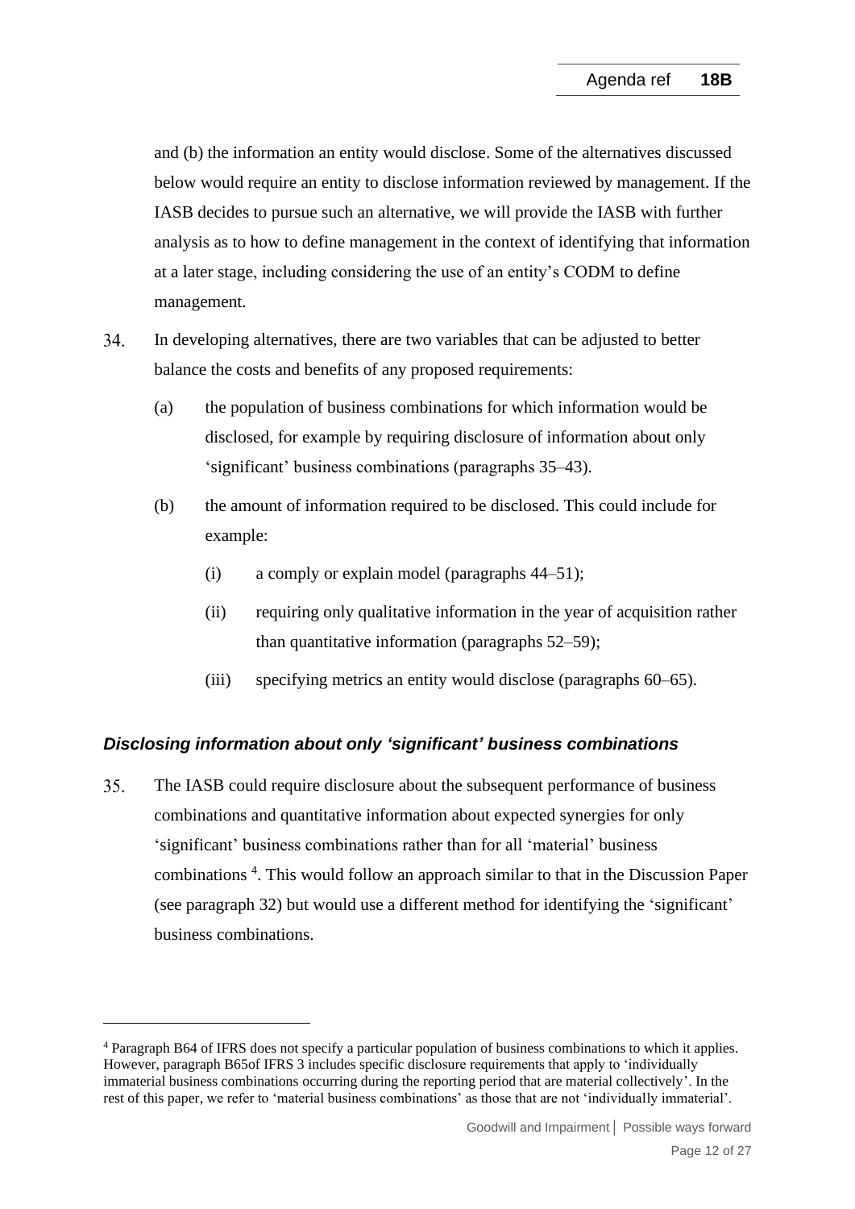and (b) the information an entity would disclose. Some of the alternatives discussed below would require an entity to disclose information reviewed by management. If the IASB decides to pursue such an alternative, we will provide the IASB with further analysis as to how to define management in the context of identifying that information at a later stage, including considering the use of an entity's CODM to define management.

34. In developing alternatives, there are two variables that can be adjusted to better balance the costs and benefits of any proposed requirements:

    (a) the population of business combinations for which information would be disclosed, for example by requiring disclosure of information about only 'significant' business combinations (paragraphs 35–43).

    (b) the amount of information required to be disclosed. This could include for example:

        (i) a comply or explain model (paragraphs 44–51);

        (ii) requiring only qualitative information in the year of acquisition rather than quantitative information (paragraphs 52–59);

        (iii) specifying metrics an entity would disclose (paragraphs 60–65).

### *Disclosing information about only 'significant' business combinations*

35. The IASB could require disclosure about the subsequent performance of business combinations and quantitative information about expected synergies for only 'significant' business combinations rather than for all 'material' business combinations [4]. This would follow an approach similar to that in the Discussion Paper (see paragraph 32) but would use a different method for identifying the 'significant' business combinations.

---

[4] Paragraph B64 of IFRS does not specify a particular population of business combinations to which it applies. However, paragraph B65of IFRS 3 includes specific disclosure requirements that apply to 'individually immaterial business combinations occurring during the reporting period that are material collectively'. In the rest of this paper, we refer to 'material business combinations' as those that are not 'individually immaterial'.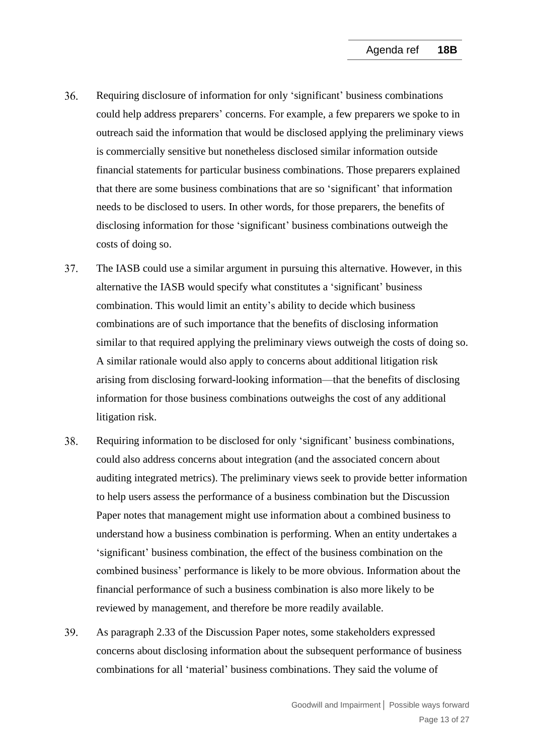36. Requiring disclosure of information for only 'significant' business combinations could help address preparers' concerns. For example, a few preparers we spoke to in outreach said the information that would be disclosed applying the preliminary views is commercially sensitive but nonetheless disclosed similar information outside financial statements for particular business combinations. Those preparers explained that there are some business combinations that are so 'significant' that information needs to be disclosed to users. In other words, for those preparers, the benefits of disclosing information for those 'significant' business combinations outweigh the costs of doing so.

37. The IASB could use a similar argument in pursuing this alternative. However, in this alternative the IASB would specify what constitutes a 'significant' business combination. This would limit an entity's ability to decide which business combinations are of such importance that the benefits of disclosing information similar to that required applying the preliminary views outweigh the costs of doing so. A similar rationale would also apply to concerns about additional litigation risk arising from disclosing forward-looking information—that the benefits of disclosing information for those business combinations outweighs the cost of any additional litigation risk.

38. Requiring information to be disclosed for only 'significant' business combinations, could also address concerns about integration (and the associated concern about auditing integrated metrics). The preliminary views seek to provide better information to help users assess the performance of a business combination but the Discussion Paper notes that management might use information about a combined business to understand how a business combination is performing. When an entity undertakes a 'significant' business combination, the effect of the business combination on the combined business' performance is likely to be more obvious. Information about the financial performance of such a business combination is also more likely to be reviewed by management, and therefore be more readily available.

39. As paragraph 2.33 of the Discussion Paper notes, some stakeholders expressed concerns about disclosing information about the subsequent performance of business combinations for all 'material' business combinations. They said the volume of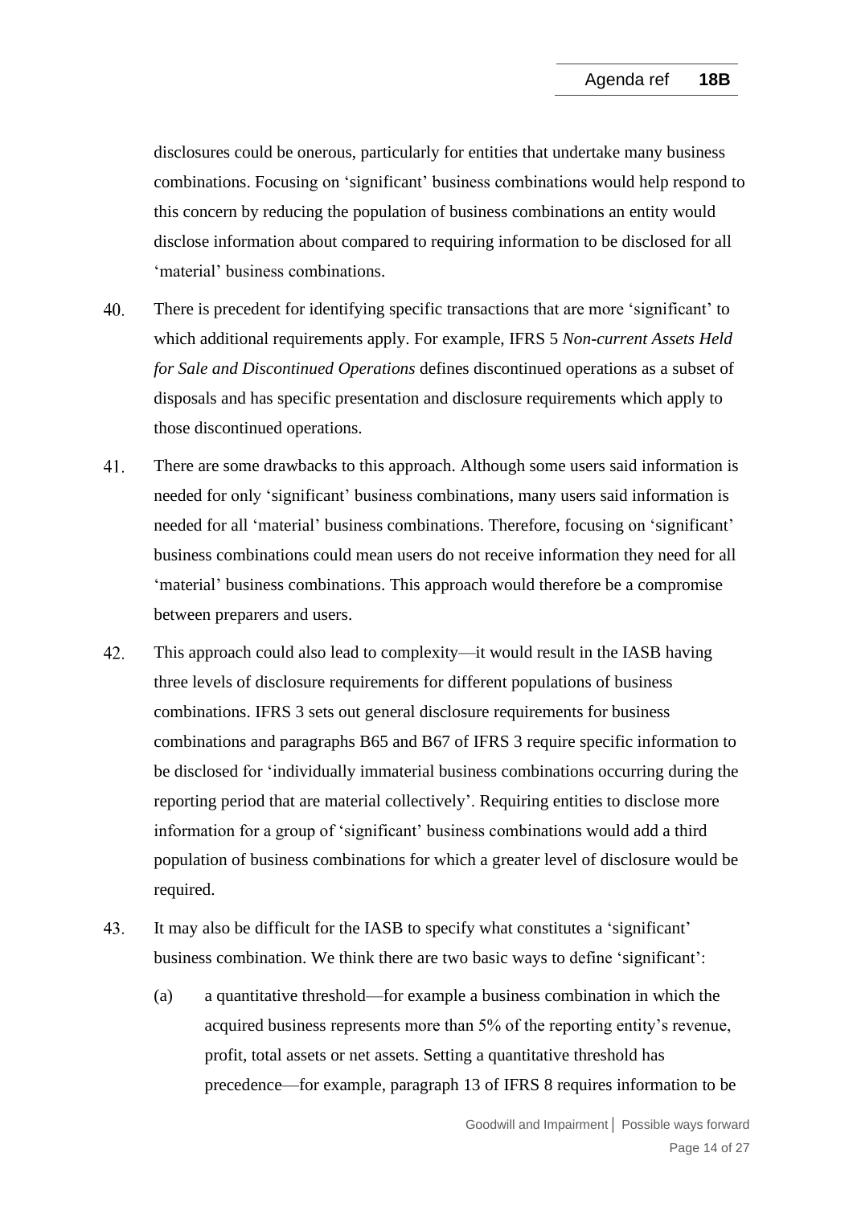disclosures could be onerous, particularly for entities that undertake many business combinations. Focusing on 'significant' business combinations would help respond to this concern by reducing the population of business combinations an entity would disclose information about compared to requiring information to be disclosed for all 'material' business combinations.

40. There is precedent for identifying specific transactions that are more 'significant' to which additional requirements apply. For example, IFRS 5 *Non-current Assets Held for Sale and Discontinued Operations* defines discontinued operations as a subset of disposals and has specific presentation and disclosure requirements which apply to those discontinued operations.

41. There are some drawbacks to this approach. Although some users said information is needed for only 'significant' business combinations, many users said information is needed for all 'material' business combinations. Therefore, focusing on 'significant' business combinations could mean users do not receive information they need for all 'material' business combinations. This approach would therefore be a compromise between preparers and users.

42. This approach could also lead to complexity—it would result in the IASB having three levels of disclosure requirements for different populations of business combinations. IFRS 3 sets out general disclosure requirements for business combinations and paragraphs B65 and B67 of IFRS 3 require specific information to be disclosed for 'individually immaterial business combinations occurring during the reporting period that are material collectively'. Requiring entities to disclose more information for a group of 'significant' business combinations would add a third population of business combinations for which a greater level of disclosure would be required.

43. It may also be difficult for the IASB to specify what constitutes a 'significant' business combination. We think there are two basic ways to define 'significant':

    (a) a quantitative threshold—for example a business combination in which the acquired business represents more than 5% of the reporting entity's revenue, profit, total assets or net assets. Setting a quantitative threshold has precedence—for example, paragraph 13 of IFRS 8 requires information to be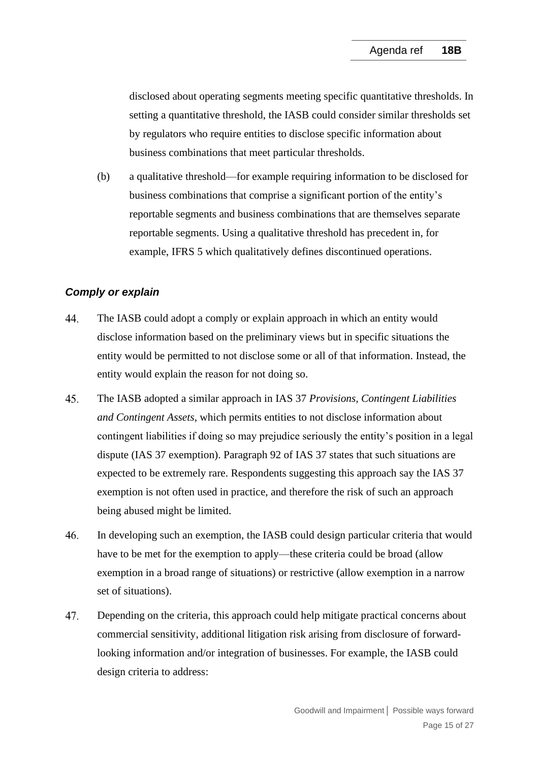disclosed about operating segments meeting specific quantitative thresholds. In setting a quantitative threshold, the IASB could consider similar thresholds set by regulators who require entities to disclose specific information about business combinations that meet particular thresholds.

(b) a qualitative threshold—for example requiring information to be disclosed for business combinations that comprise a significant portion of the entity's reportable segments and business combinations that are themselves separate reportable segments. Using a qualitative threshold has precedent in, for example, IFRS 5 which qualitatively defines discontinued operations.

### *Comply or explain*

44. The IASB could adopt a comply or explain approach in which an entity would disclose information based on the preliminary views but in specific situations the entity would be permitted to not disclose some or all of that information. Instead, the entity would explain the reason for not doing so.

45. The IASB adopted a similar approach in IAS 37 *Provisions, Contingent Liabilities and Contingent Assets*, which permits entities to not disclose information about contingent liabilities if doing so may prejudice seriously the entity's position in a legal dispute (IAS 37 exemption). Paragraph 92 of IAS 37 states that such situations are expected to be extremely rare. Respondents suggesting this approach say the IAS 37 exemption is not often used in practice, and therefore the risk of such an approach being abused might be limited.

46. In developing such an exemption, the IASB could design particular criteria that would have to be met for the exemption to apply—these criteria could be broad (allow exemption in a broad range of situations) or restrictive (allow exemption in a narrow set of situations).

47. Depending on the criteria, this approach could help mitigate practical concerns about commercial sensitivity, additional litigation risk arising from disclosure of forward-looking information and/or integration of businesses. For example, the IASB could design criteria to address: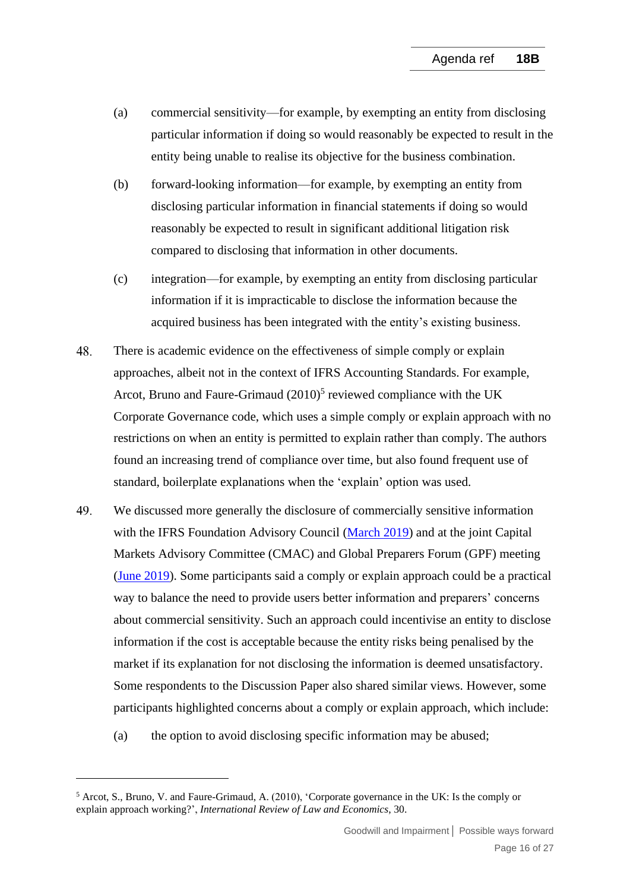(a) commercial sensitivity—for example, by exempting an entity from disclosing particular information if doing so would reasonably be expected to result in the entity being unable to realise its objective for the business combination.

(b) forward-looking information—for example, by exempting an entity from disclosing particular information in financial statements if doing so would reasonably be expected to result in significant additional litigation risk compared to disclosing that information in other documents.

(c) integration—for example, by exempting an entity from disclosing particular information if it is impracticable to disclose the information because the acquired business has been integrated with the entity's existing business.

48. There is academic evidence on the effectiveness of simple comply or explain approaches, albeit not in the context of IFRS Accounting Standards. For example, Arcot, Bruno and Faure-Grimaud (2010)[5] reviewed compliance with the UK Corporate Governance code, which uses a simple comply or explain approach with no restrictions on when an entity is permitted to explain rather than comply. The authors found an increasing trend of compliance over time, but also found frequent use of standard, boilerplate explanations when the 'explain' option was used.

49. We discussed more generally the disclosure of commercially sensitive information with the IFRS Foundation Advisory Council (March 2019) and at the joint Capital Markets Advisory Committee (CMAC) and Global Preparers Forum (GPF) meeting (June 2019). Some participants said a comply or explain approach could be a practical way to balance the need to provide users better information and preparers' concerns about commercial sensitivity. Such an approach could incentivise an entity to disclose information if the cost is acceptable because the entity risks being penalised by the market if its explanation for not disclosing the information is deemed unsatisfactory. Some respondents to the Discussion Paper also shared similar views. However, some participants highlighted concerns about a comply or explain approach, which include:

(a) the option to avoid disclosing specific information may be abused;

---

[5] Arcot, S., Bruno, V. and Faure-Grimaud, A. (2010), 'Corporate governance in the UK: Is the comply or explain approach working?', *International Review of Law and Economics*, 30.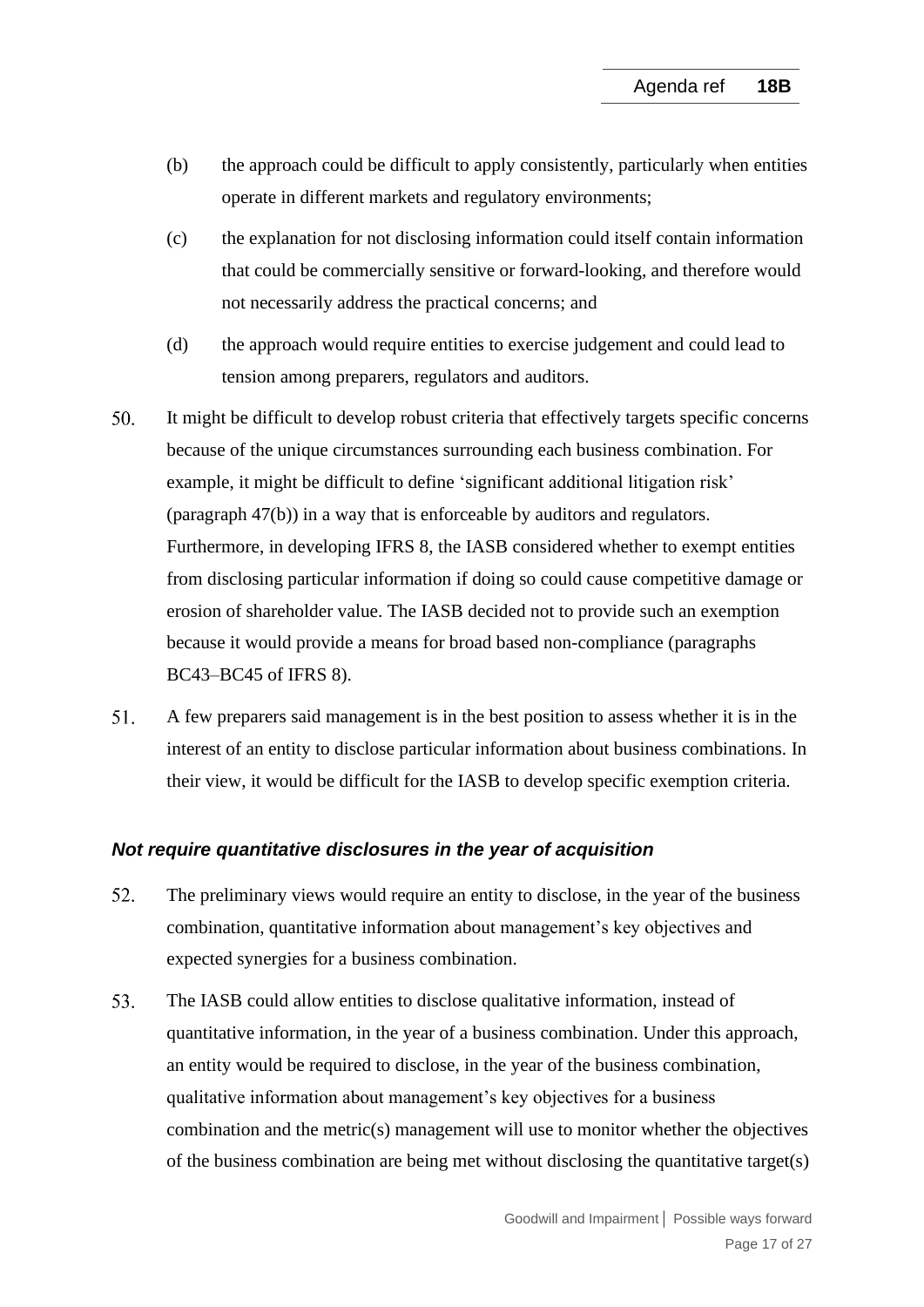(b) the approach could be difficult to apply consistently, particularly when entities operate in different markets and regulatory environments;

(c) the explanation for not disclosing information could itself contain information that could be commercially sensitive or forward-looking, and therefore would not necessarily address the practical concerns; and

(d) the approach would require entities to exercise judgement and could lead to tension among preparers, regulators and auditors.

50. It might be difficult to develop robust criteria that effectively targets specific concerns because of the unique circumstances surrounding each business combination. For example, it might be difficult to define 'significant additional litigation risk' (paragraph 47(b)) in a way that is enforceable by auditors and regulators. Furthermore, in developing IFRS 8, the IASB considered whether to exempt entities from disclosing particular information if doing so could cause competitive damage or erosion of shareholder value. The IASB decided not to provide such an exemption because it would provide a means for broad based non-compliance (paragraphs BC43–BC45 of IFRS 8).

51. A few preparers said management is in the best position to assess whether it is in the interest of an entity to disclose particular information about business combinations. In their view, it would be difficult for the IASB to develop specific exemption criteria.

### *Not require quantitative disclosures in the year of acquisition*

52. The preliminary views would require an entity to disclose, in the year of the business combination, quantitative information about management's key objectives and expected synergies for a business combination.

53. The IASB could allow entities to disclose qualitative information, instead of quantitative information, in the year of a business combination. Under this approach, an entity would be required to disclose, in the year of the business combination, qualitative information about management's key objectives for a business combination and the metric(s) management will use to monitor whether the objectives of the business combination are being met without disclosing the quantitative target(s)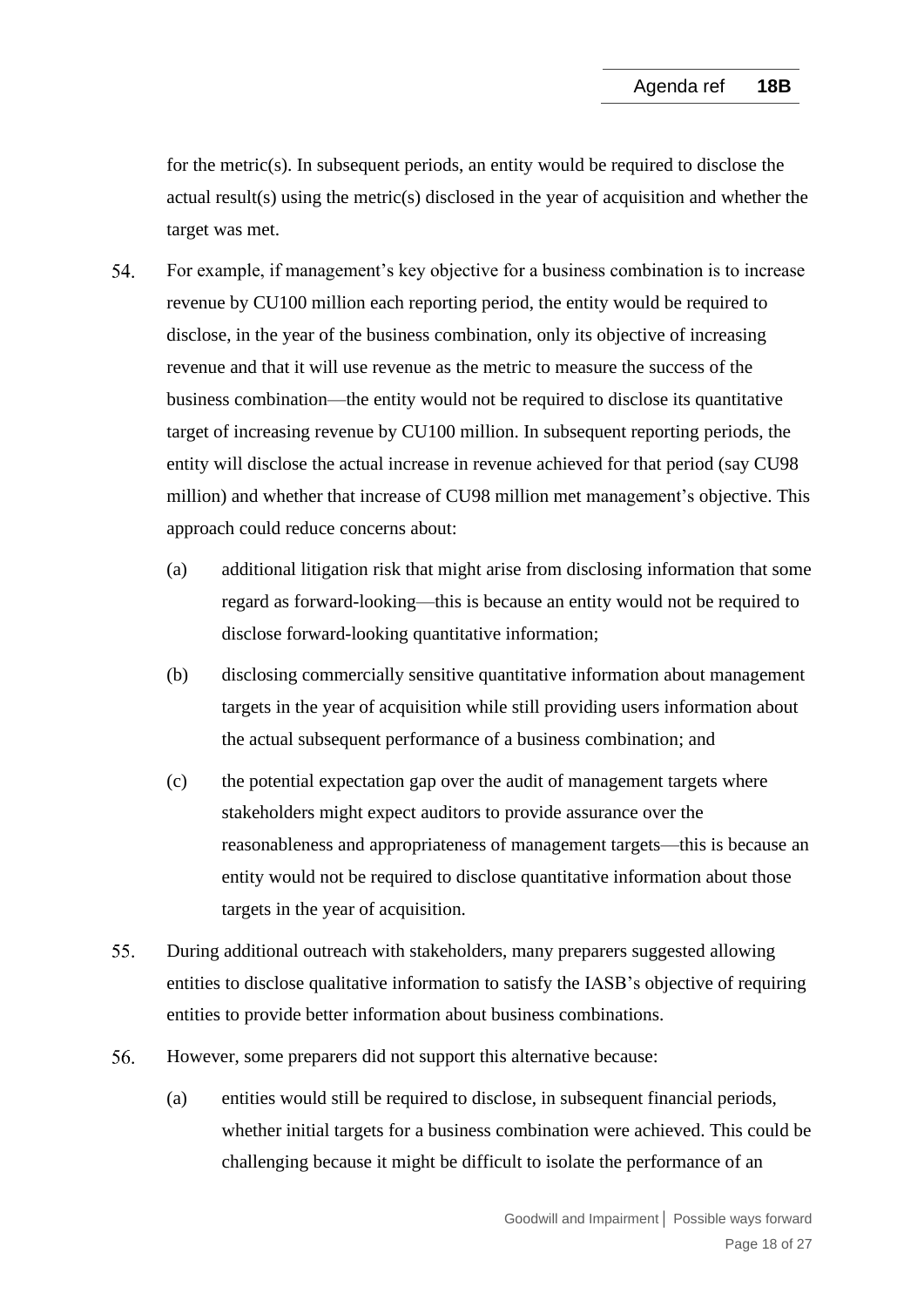for the metric(s). In subsequent periods, an entity would be required to disclose the actual result(s) using the metric(s) disclosed in the year of acquisition and whether the target was met.

54. For example, if management's key objective for a business combination is to increase revenue by CU100 million each reporting period, the entity would be required to disclose, in the year of the business combination, only its objective of increasing revenue and that it will use revenue as the metric to measure the success of the business combination—the entity would not be required to disclose its quantitative target of increasing revenue by CU100 million. In subsequent reporting periods, the entity will disclose the actual increase in revenue achieved for that period (say CU98 million) and whether that increase of CU98 million met management's objective. This approach could reduce concerns about:

    (a) additional litigation risk that might arise from disclosing information that some regard as forward-looking—this is because an entity would not be required to disclose forward-looking quantitative information;

    (b) disclosing commercially sensitive quantitative information about management targets in the year of acquisition while still providing users information about the actual subsequent performance of a business combination; and

    (c) the potential expectation gap over the audit of management targets where stakeholders might expect auditors to provide assurance over the reasonableness and appropriateness of management targets—this is because an entity would not be required to disclose quantitative information about those targets in the year of acquisition.

55. During additional outreach with stakeholders, many preparers suggested allowing entities to disclose qualitative information to satisfy the IASB's objective of requiring entities to provide better information about business combinations.

56. However, some preparers did not support this alternative because:

    (a) entities would still be required to disclose, in subsequent financial periods, whether initial targets for a business combination were achieved. This could be challenging because it might be difficult to isolate the performance of an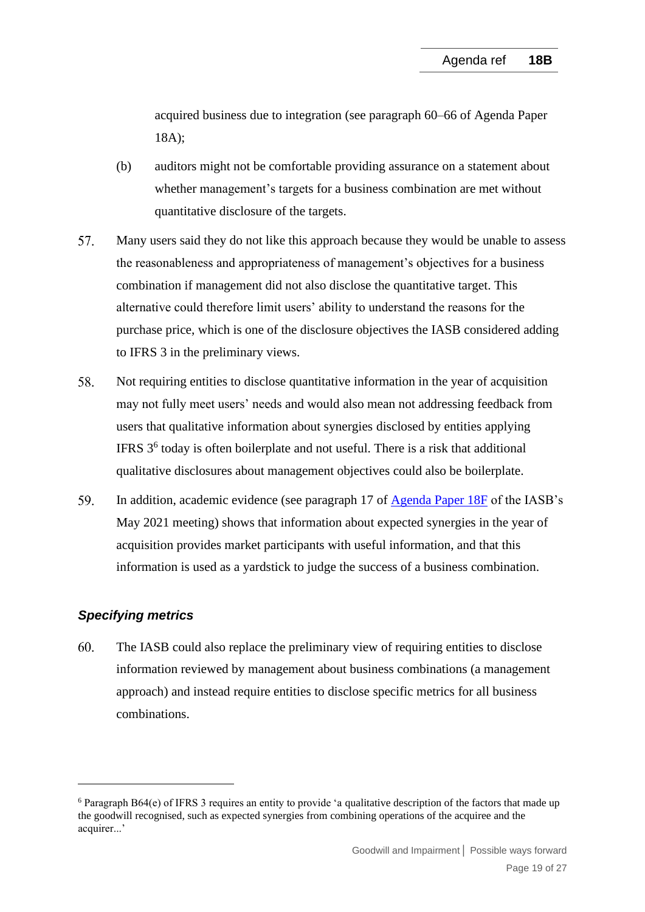acquired business due to integration (see paragraph 60–66 of Agenda Paper 18A);

(b) auditors might not be comfortable providing assurance on a statement about whether management's targets for a business combination are met without quantitative disclosure of the targets.

57. Many users said they do not like this approach because they would be unable to assess the reasonableness and appropriateness of management's objectives for a business combination if management did not also disclose the quantitative target. This alternative could therefore limit users' ability to understand the reasons for the purchase price, which is one of the disclosure objectives the IASB considered adding to IFRS 3 in the preliminary views.

58. Not requiring entities to disclose quantitative information in the year of acquisition may not fully meet users' needs and would also mean not addressing feedback from users that qualitative information about synergies disclosed by entities applying IFRS 3[6] today is often boilerplate and not useful. There is a risk that additional qualitative disclosures about management objectives could also be boilerplate.

59. In addition, academic evidence (see paragraph 17 of Agenda Paper 18F of the IASB's May 2021 meeting) shows that information about expected synergies in the year of acquisition provides market participants with useful information, and that this information is used as a yardstick to judge the success of a business combination.

### *Specifying metrics*

60. The IASB could also replace the preliminary view of requiring entities to disclose information reviewed by management about business combinations (a management approach) and instead require entities to disclose specific metrics for all business combinations.

---

[6] Paragraph B64(e) of IFRS 3 requires an entity to provide 'a qualitative description of the factors that made up the goodwill recognised, such as expected synergies from combining operations of the acquiree and the acquirer...'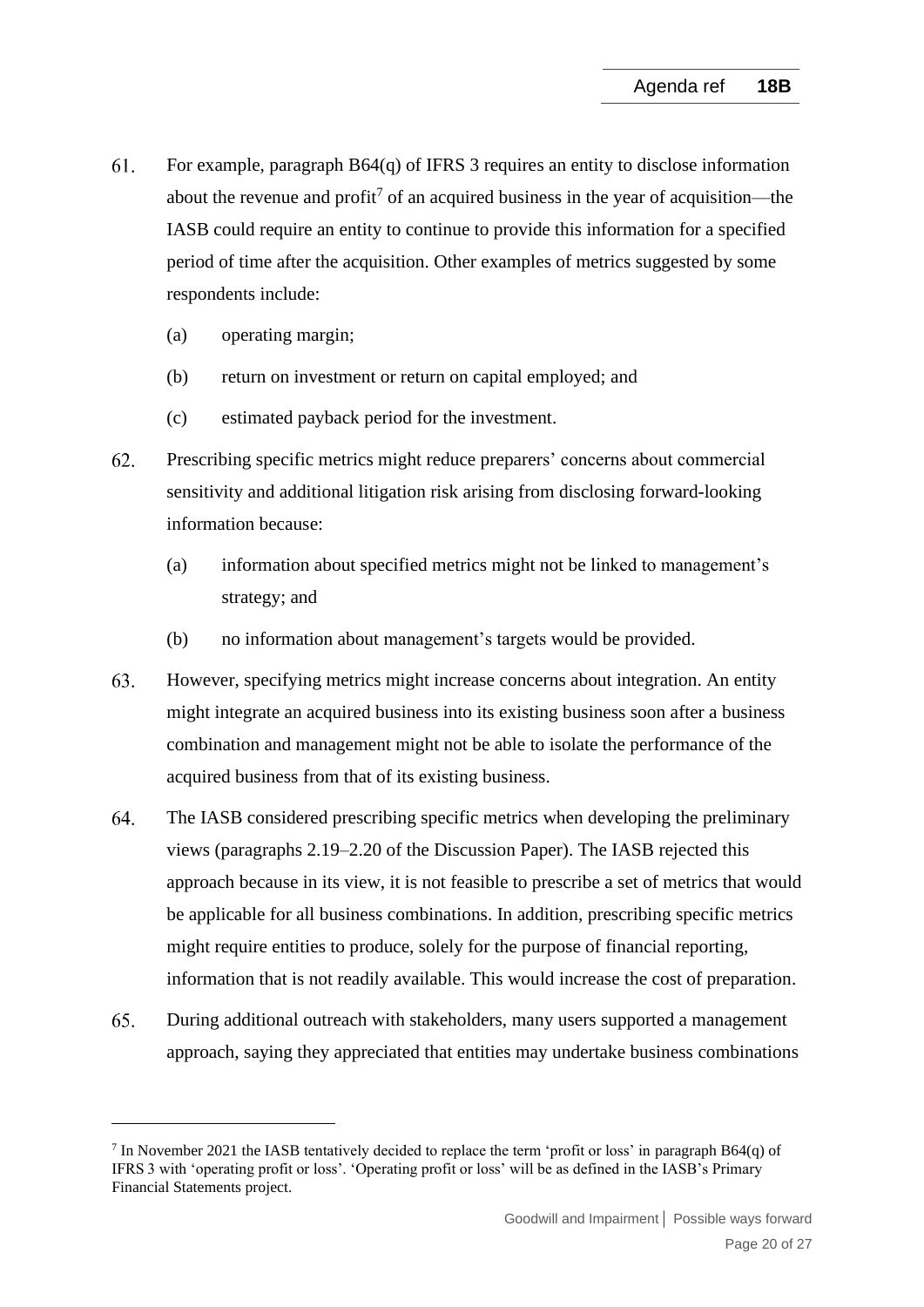61. For example, paragraph B64(q) of IFRS 3 requires an entity to disclose information about the revenue and profit[7] of an acquired business in the year of acquisition—the IASB could require an entity to continue to provide this information for a specified period of time after the acquisition. Other examples of metrics suggested by some respondents include:

    (a) operating margin;

    (b) return on investment or return on capital employed; and

    (c) estimated payback period for the investment.

62. Prescribing specific metrics might reduce preparers' concerns about commercial sensitivity and additional litigation risk arising from disclosing forward-looking information because:

    (a) information about specified metrics might not be linked to management's strategy; and

    (b) no information about management's targets would be provided.

63. However, specifying metrics might increase concerns about integration. An entity might integrate an acquired business into its existing business soon after a business combination and management might not be able to isolate the performance of the acquired business from that of its existing business.

64. The IASB considered prescribing specific metrics when developing the preliminary views (paragraphs 2.19–2.20 of the Discussion Paper). The IASB rejected this approach because in its view, it is not feasible to prescribe a set of metrics that would be applicable for all business combinations. In addition, prescribing specific metrics might require entities to produce, solely for the purpose of financial reporting, information that is not readily available. This would increase the cost of preparation.

65. During additional outreach with stakeholders, many users supported a management approach, saying they appreciated that entities may undertake business combinations

---

[7] In November 2021 the IASB tentatively decided to replace the term 'profit or loss' in paragraph B64(q) of IFRS 3 with 'operating profit or loss'. 'Operating profit or loss' will be as defined in the IASB's Primary Financial Statements project.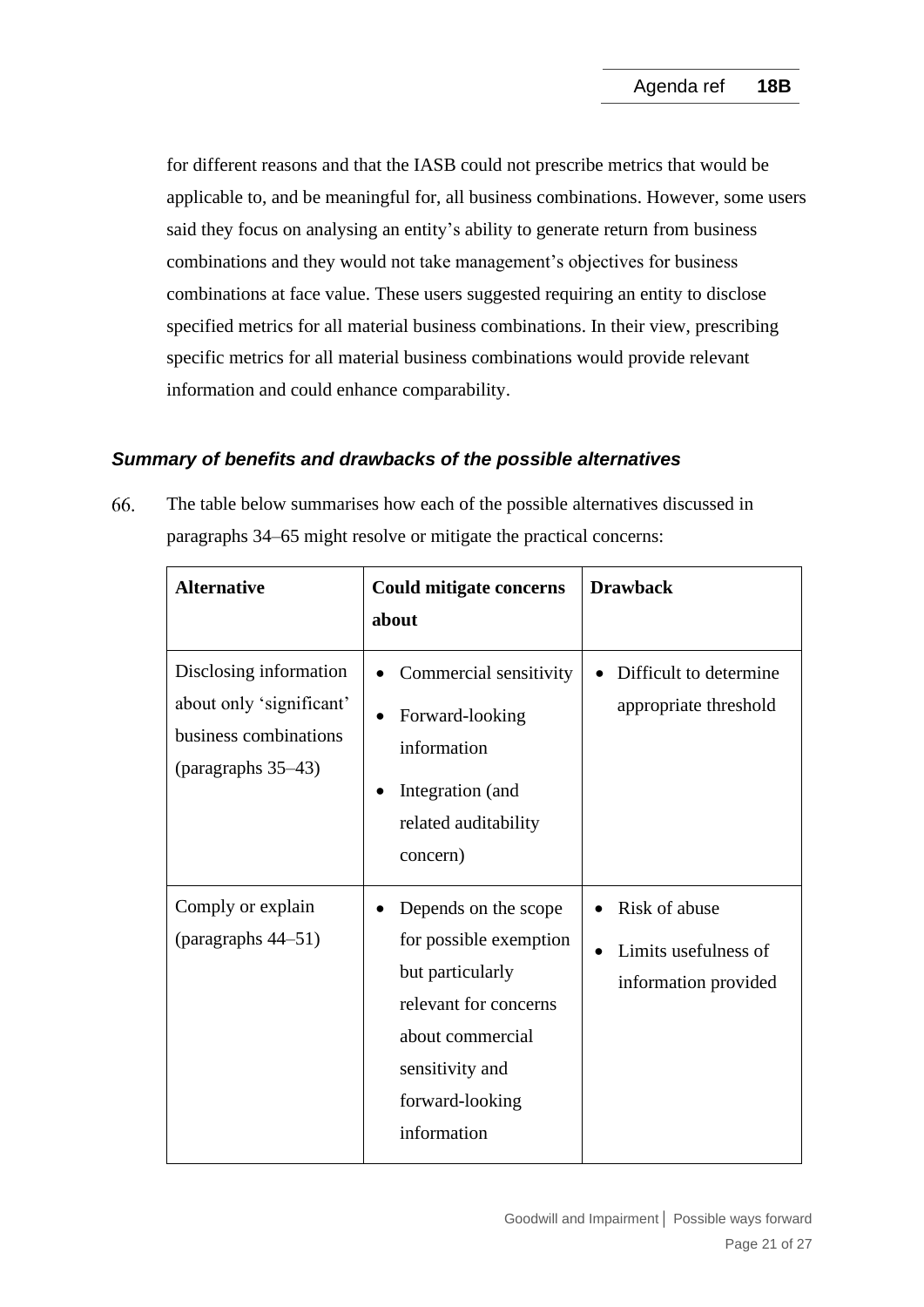for different reasons and that the IASB could not prescribe metrics that would be applicable to, and be meaningful for, all business combinations. However, some users said they focus on analysing an entity's ability to generate return from business combinations and they would not take management's objectives for business combinations at face value. These users suggested requiring an entity to disclose specified metrics for all material business combinations. In their view, prescribing specific metrics for all material business combinations would provide relevant information and could enhance comparability.

### *Summary of benefits and drawbacks of the possible alternatives*

66. The table below summarises how each of the possible alternatives discussed in paragraphs 34–65 might resolve or mitigate the practical concerns:

| **Alternative** | **Could mitigate concerns about** | **Drawback** |
|---|---|---|
| Disclosing information about only 'significant' business combinations (paragraphs 35–43) | • Commercial sensitivity<br>• Forward-looking information<br>• Integration (and related auditability concern) | • Difficult to determine appropriate threshold |
| Comply or explain (paragraphs 44–51) | • Depends on the scope for possible exemption but particularly relevant for concerns about commercial sensitivity and forward-looking information | • Risk of abuse<br>• Limits usefulness of information provided |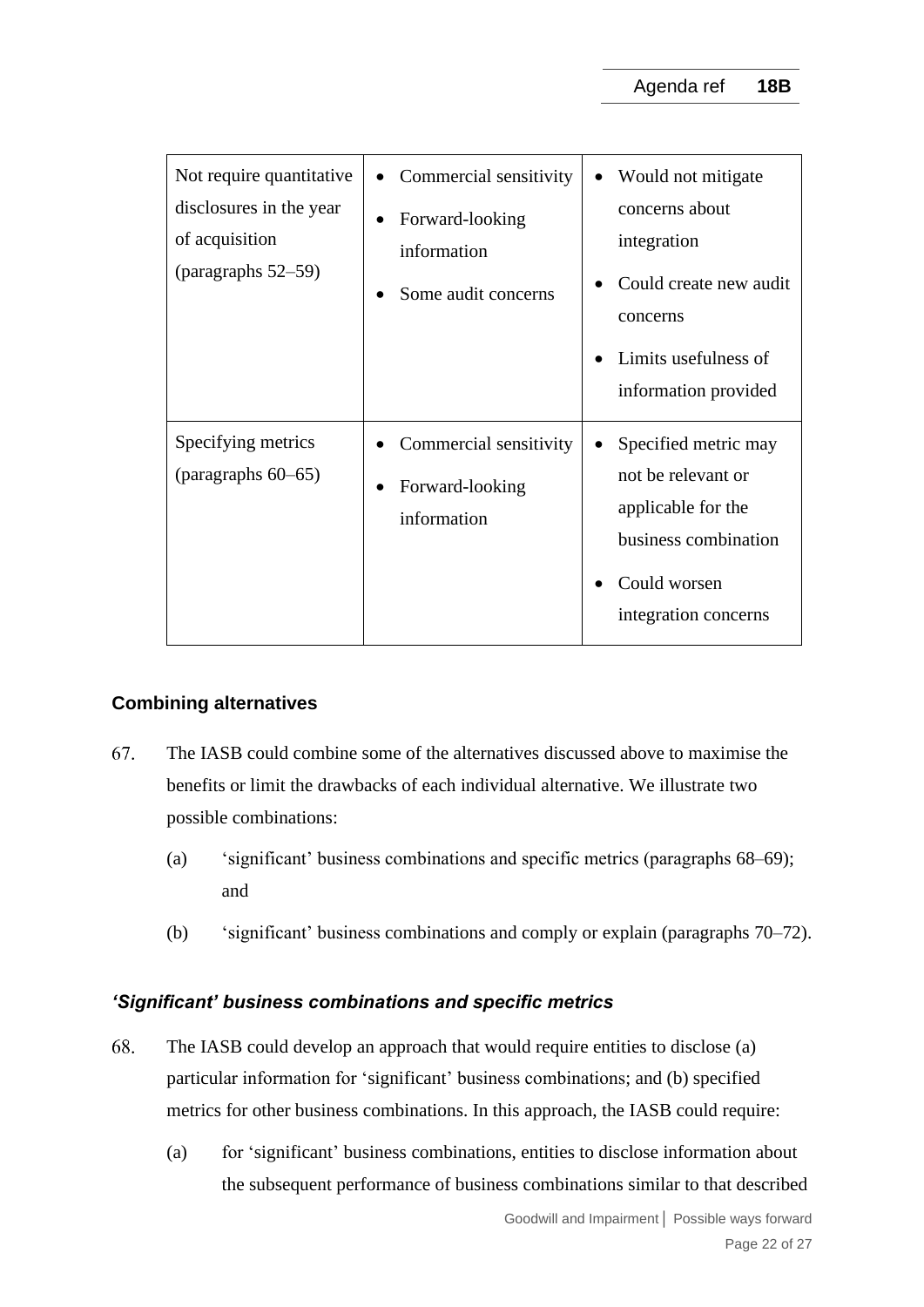| | | |
|---|---|---|
| Not require quantitative disclosures in the year of acquisition (paragraphs 52–59) | • Commercial sensitivity<br>• Forward-looking information<br>• Some audit concerns | • Would not mitigate concerns about integration<br>• Could create new audit concerns<br>• Limits usefulness of information provided |
| Specifying metrics (paragraphs 60–65) | • Commercial sensitivity<br>• Forward-looking information | • Specified metric may not be relevant or applicable for the business combination<br>• Could worsen integration concerns |

## Combining alternatives

67. The IASB could combine some of the alternatives discussed above to maximise the benefits or limit the drawbacks of each individual alternative. We illustrate two possible combinations:

    (a) 'significant' business combinations and specific metrics (paragraphs 68–69); and

    (b) 'significant' business combinations and comply or explain (paragraphs 70–72).

### *'Significant' business combinations and specific metrics*

68. The IASB could develop an approach that would require entities to disclose (a) particular information for 'significant' business combinations; and (b) specified metrics for other business combinations. In this approach, the IASB could require:

    (a) for 'significant' business combinations, entities to disclose information about the subsequent performance of business combinations similar to that described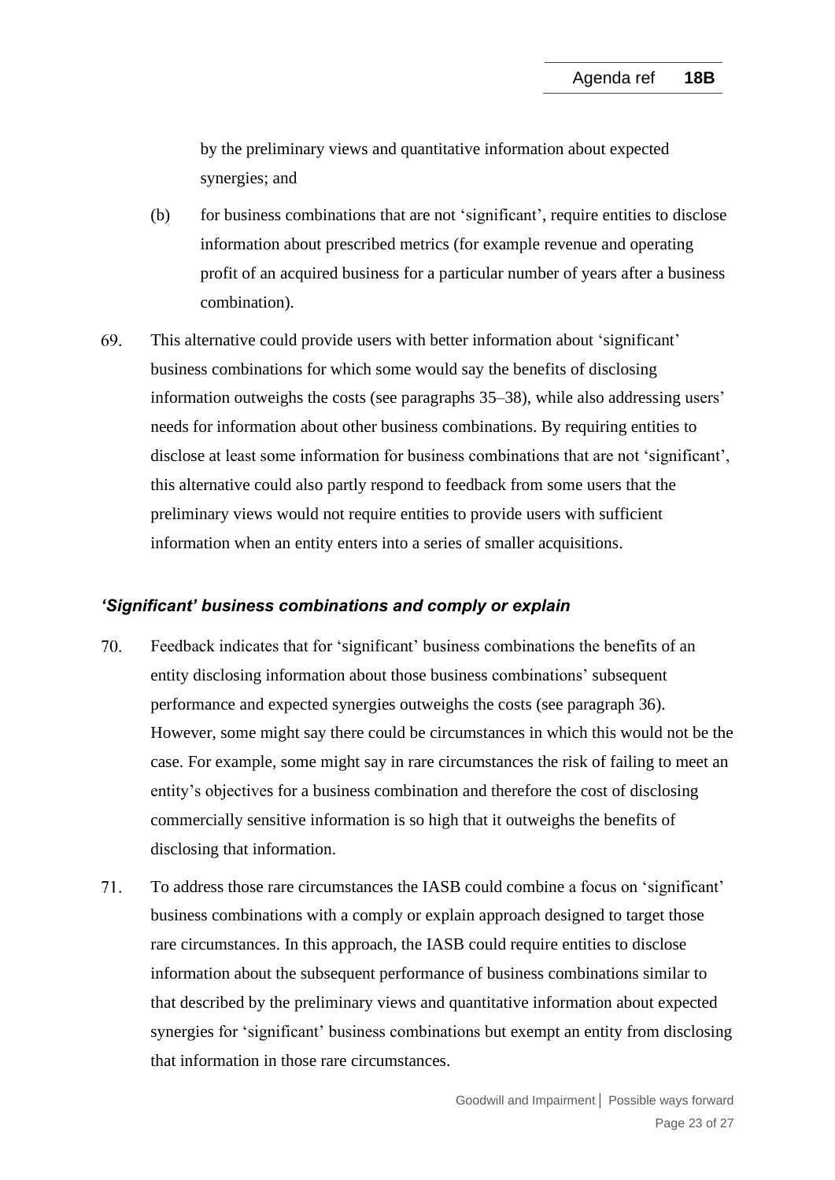by the preliminary views and quantitative information about expected synergies; and

(b) for business combinations that are not 'significant', require entities to disclose information about prescribed metrics (for example revenue and operating profit of an acquired business for a particular number of years after a business combination).

69. This alternative could provide users with better information about 'significant' business combinations for which some would say the benefits of disclosing information outweighs the costs (see paragraphs 35–38), while also addressing users' needs for information about other business combinations. By requiring entities to disclose at least some information for business combinations that are not 'significant', this alternative could also partly respond to feedback from some users that the preliminary views would not require entities to provide users with sufficient information when an entity enters into a series of smaller acquisitions.

### *'Significant' business combinations and comply or explain*

70. Feedback indicates that for 'significant' business combinations the benefits of an entity disclosing information about those business combinations' subsequent performance and expected synergies outweighs the costs (see paragraph 36). However, some might say there could be circumstances in which this would not be the case. For example, some might say in rare circumstances the risk of failing to meet an entity's objectives for a business combination and therefore the cost of disclosing commercially sensitive information is so high that it outweighs the benefits of disclosing that information.

71. To address those rare circumstances the IASB could combine a focus on 'significant' business combinations with a comply or explain approach designed to target those rare circumstances. In this approach, the IASB could require entities to disclose information about the subsequent performance of business combinations similar to that described by the preliminary views and quantitative information about expected synergies for 'significant' business combinations but exempt an entity from disclosing that information in those rare circumstances.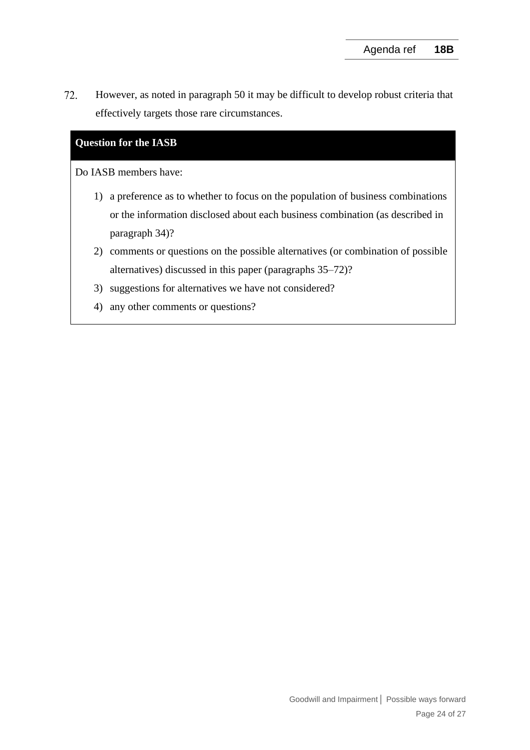72. However, as noted in paragraph 50 it may be difficult to develop robust criteria that effectively targets those rare circumstances.

**Question for the IASB**

Do IASB members have:

1) a preference as to whether to focus on the population of business combinations or the information disclosed about each business combination (as described in paragraph 34)?
2) comments or questions on the possible alternatives (or combination of possible alternatives) discussed in this paper (paragraphs 35–72)?
3) suggestions for alternatives we have not considered?
4) any other comments or questions?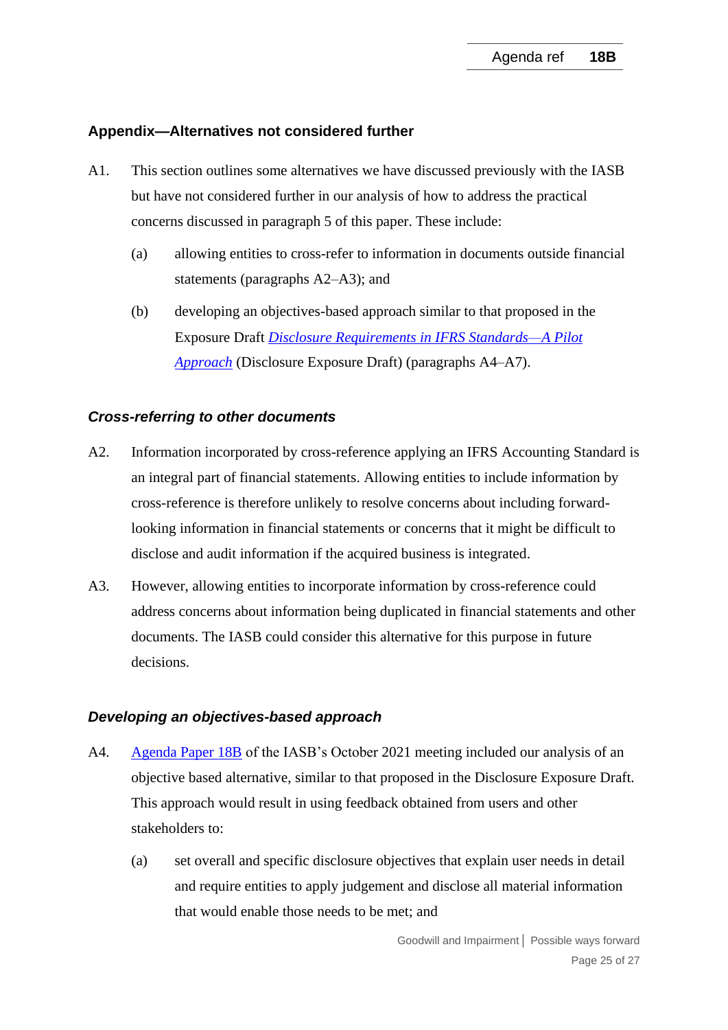## Appendix—Alternatives not considered further

A1. This section outlines some alternatives we have discussed previously with the IASB but have not considered further in our analysis of how to address the practical concerns discussed in paragraph 5 of this paper. These include:

(a) allowing entities to cross-refer to information in documents outside financial statements (paragraphs A2–A3); and

(b) developing an objectives-based approach similar to that proposed in the Exposure Draft *Disclosure Requirements in IFRS Standards—A Pilot Approach* (Disclosure Exposure Draft) (paragraphs A4–A7).

### *Cross-referring to other documents*

A2. Information incorporated by cross-reference applying an IFRS Accounting Standard is an integral part of financial statements. Allowing entities to include information by cross-reference is therefore unlikely to resolve concerns about including forward-looking information in financial statements or concerns that it might be difficult to disclose and audit information if the acquired business is integrated.

A3. However, allowing entities to incorporate information by cross-reference could address concerns about information being duplicated in financial statements and other documents. The IASB could consider this alternative for this purpose in future decisions.

### *Developing an objectives-based approach*

A4. Agenda Paper 18B of the IASB's October 2021 meeting included our analysis of an objective based alternative, similar to that proposed in the Disclosure Exposure Draft. This approach would result in using feedback obtained from users and other stakeholders to:

(a) set overall and specific disclosure objectives that explain user needs in detail and require entities to apply judgement and disclose all material information that would enable those needs to be met; and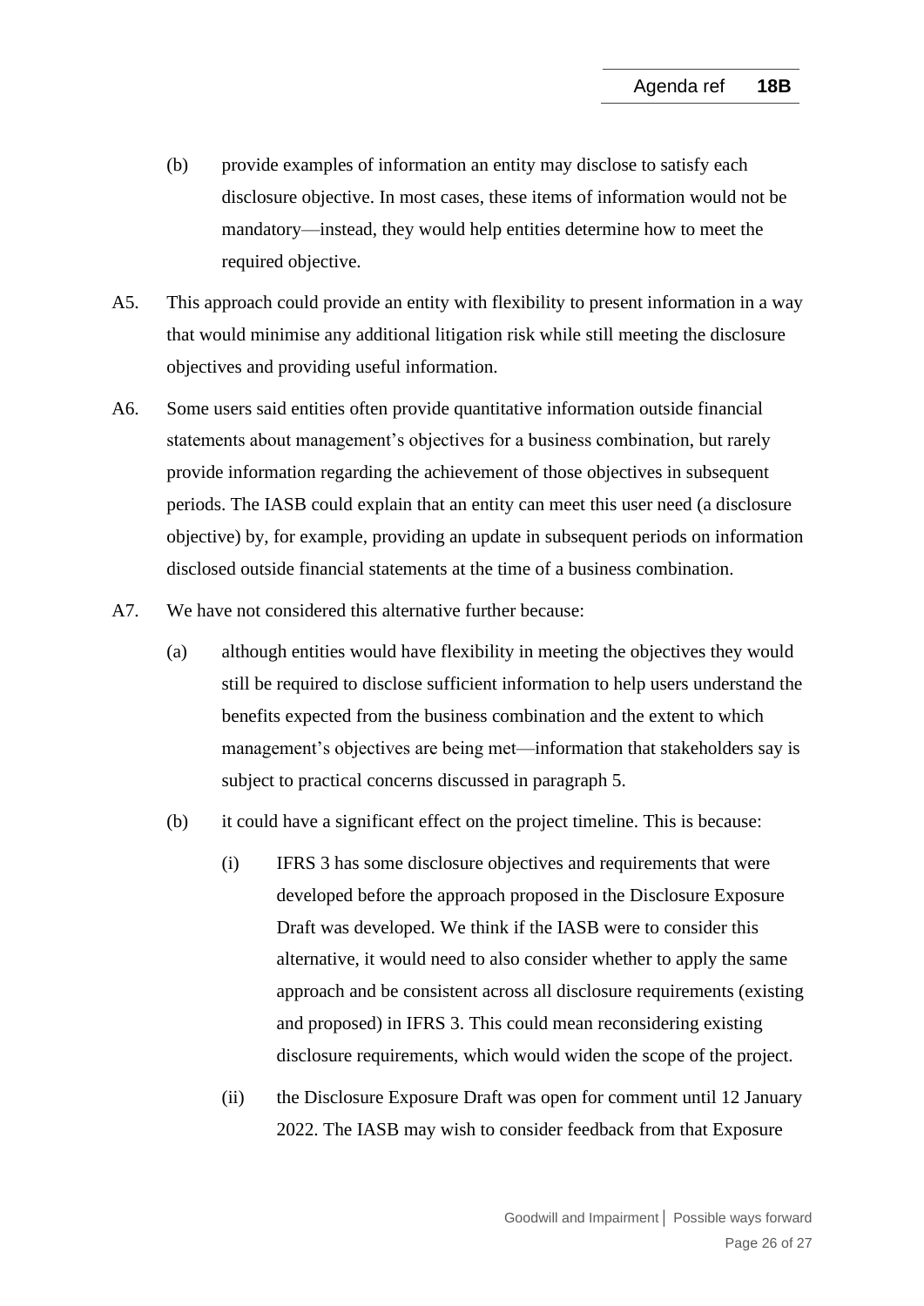(b) provide examples of information an entity may disclose to satisfy each disclosure objective. In most cases, these items of information would not be mandatory—instead, they would help entities determine how to meet the required objective.

A5. This approach could provide an entity with flexibility to present information in a way that would minimise any additional litigation risk while still meeting the disclosure objectives and providing useful information.

A6. Some users said entities often provide quantitative information outside financial statements about management's objectives for a business combination, but rarely provide information regarding the achievement of those objectives in subsequent periods. The IASB could explain that an entity can meet this user need (a disclosure objective) by, for example, providing an update in subsequent periods on information disclosed outside financial statements at the time of a business combination.

A7. We have not considered this alternative further because:

(a) although entities would have flexibility in meeting the objectives they would still be required to disclose sufficient information to help users understand the benefits expected from the business combination and the extent to which management's objectives are being met—information that stakeholders say is subject to practical concerns discussed in paragraph 5.

(b) it could have a significant effect on the project timeline. This is because:

(i) IFRS 3 has some disclosure objectives and requirements that were developed before the approach proposed in the Disclosure Exposure Draft was developed. We think if the IASB were to consider this alternative, it would need to also consider whether to apply the same approach and be consistent across all disclosure requirements (existing and proposed) in IFRS 3. This could mean reconsidering existing disclosure requirements, which would widen the scope of the project.

(ii) the Disclosure Exposure Draft was open for comment until 12 January 2022. The IASB may wish to consider feedback from that Exposure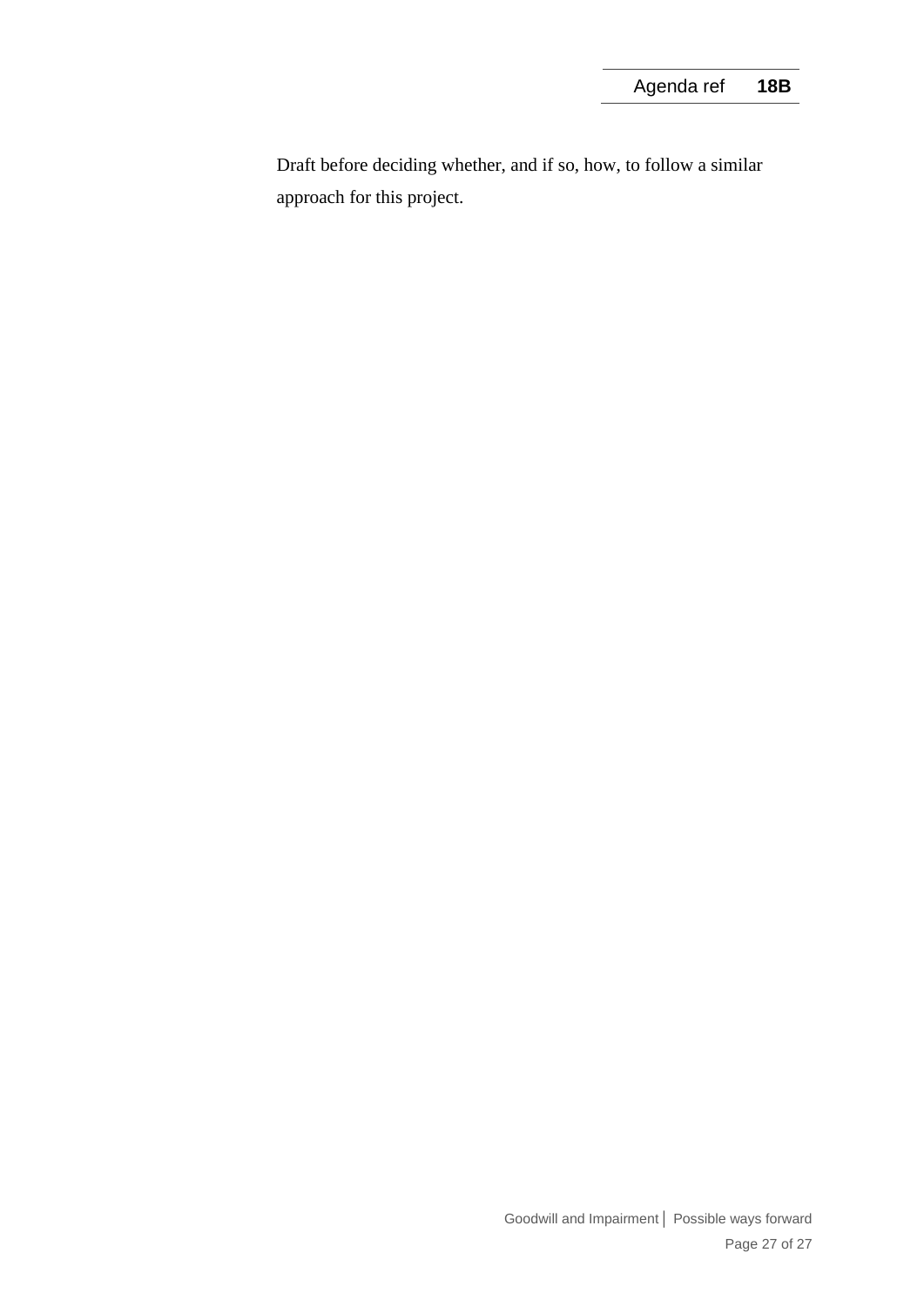Draft before deciding whether, and if so, how, to follow a similar approach for this project.